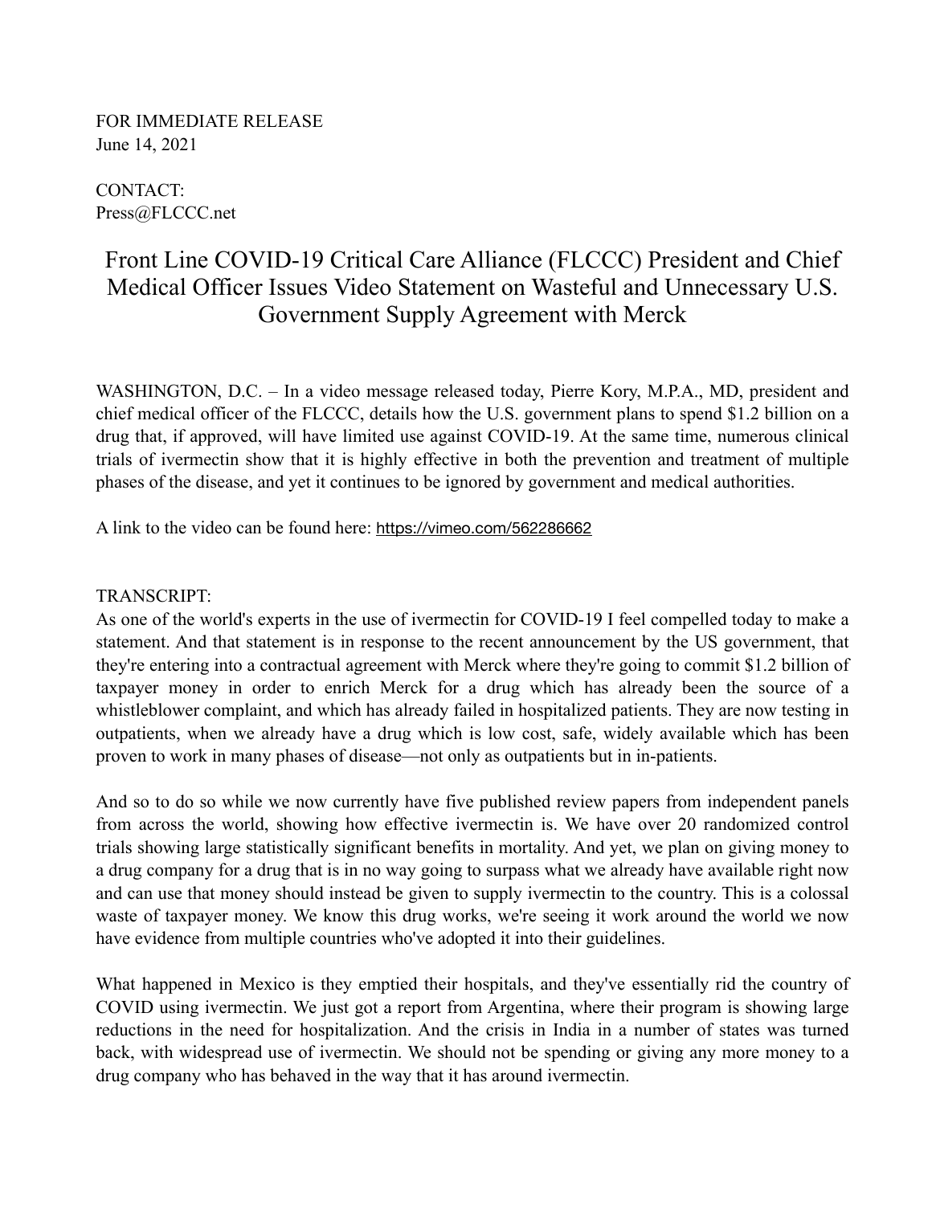FOR IMMEDIATE RELEASE
June 14, 2021

CONTACT:
Press@FLCCC.net

# Front Line COVID-19 Critical Care Alliance (FLCCC) President and Chief Medical Officer Issues Video Statement on Wasteful and Unnecessary U.S. Government Supply Agreement with Merck

WASHINGTON, D.C. – In a video message released today, Pierre Kory, M.P.A., MD, president and chief medical officer of the FLCCC, details how the U.S. government plans to spend $1.2 billion on a drug that, if approved, will have limited use against COVID-19. At the same time, numerous clinical trials of ivermectin show that it is highly effective in both the prevention and treatment of multiple phases of the disease, and yet it continues to be ignored by government and medical authorities.

A link to the video can be found here: https://vimeo.com/562286662

TRANSCRIPT:
As one of the world's experts in the use of ivermectin for COVID-19 I feel compelled today to make a statement. And that statement is in response to the recent announcement by the US government, that they're entering into a contractual agreement with Merck where they're going to commit $1.2 billion of taxpayer money in order to enrich Merck for a drug which has already been the source of a whistleblower complaint, and which has already failed in hospitalized patients. They are now testing in outpatients, when we already have a drug which is low cost, safe, widely available which has been proven to work in many phases of disease—not only as outpatients but in in-patients.

And so to do so while we now currently have five published review papers from independent panels from across the world, showing how effective ivermectin is. We have over 20 randomized control trials showing large statistically significant benefits in mortality. And yet, we plan on giving money to a drug company for a drug that is in no way going to surpass what we already have available right now and can use that money should instead be given to supply ivermectin to the country. This is a colossal waste of taxpayer money. We know this drug works, we're seeing it work around the world we now have evidence from multiple countries who've adopted it into their guidelines.

What happened in Mexico is they emptied their hospitals, and they've essentially rid the country of COVID using ivermectin. We just got a report from Argentina, where their program is showing large reductions in the need for hospitalization. And the crisis in India in a number of states was turned back, with widespread use of ivermectin. We should not be spending or giving any more money to a drug company who has behaved in the way that it has around ivermectin.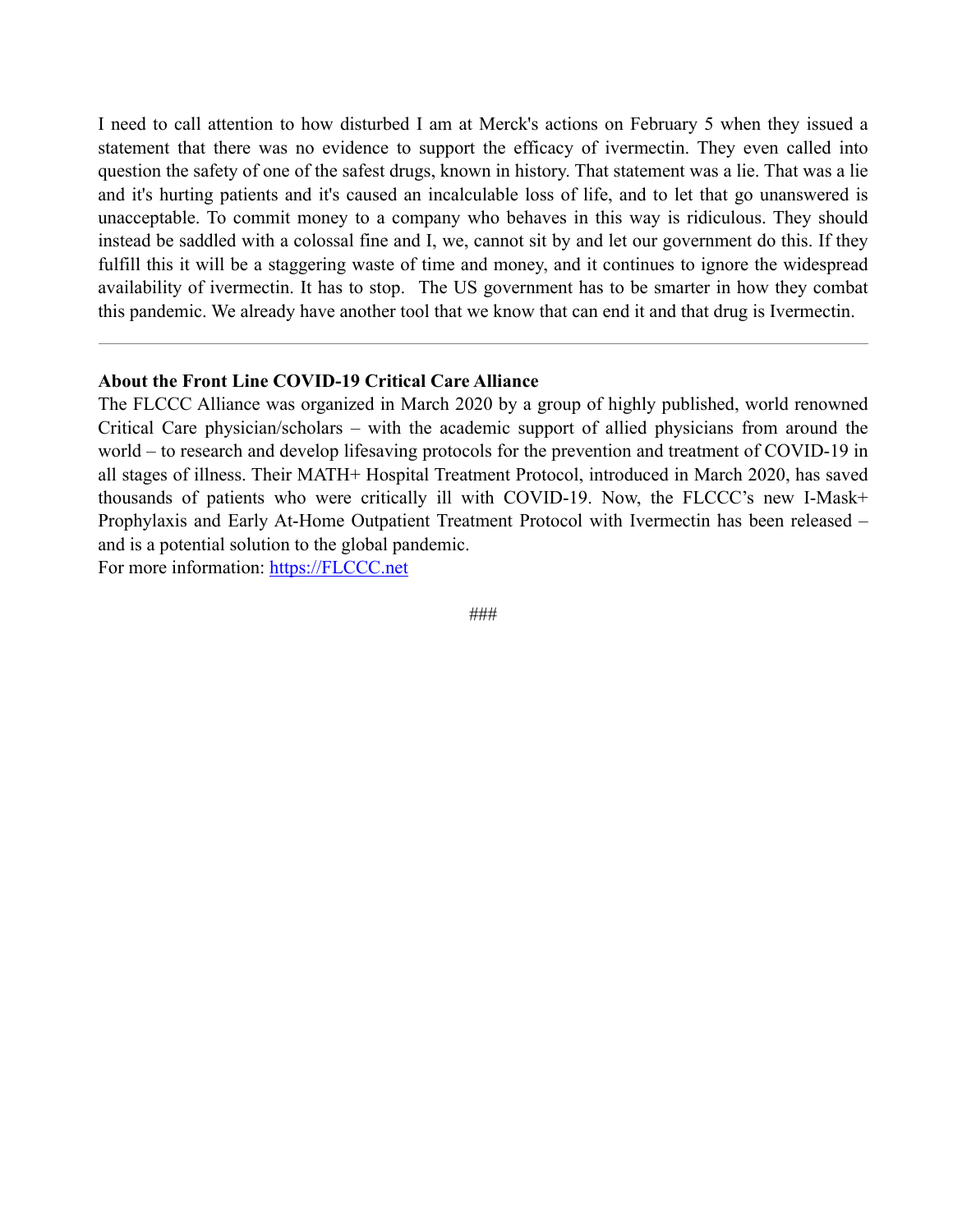I need to call attention to how disturbed I am at Merck's actions on February 5 when they issued a statement that there was no evidence to support the efficacy of ivermectin. They even called into question the safety of one of the safest drugs, known in history. That statement was a lie. That was a lie and it's hurting patients and it's caused an incalculable loss of life, and to let that go unanswered is unacceptable. To commit money to a company who behaves in this way is ridiculous. They should instead be saddled with a colossal fine and I, we, cannot sit by and let our government do this. If they fulfill this it will be a staggering waste of time and money, and it continues to ignore the widespread availability of ivermectin. It has to stop. The US government has to be smarter in how they combat this pandemic. We already have another tool that we know that can end it and that drug is Ivermectin.

---

**About the Front Line COVID-19 Critical Care Alliance**

The FLCCC Alliance was organized in March 2020 by a group of highly published, world renowned Critical Care physician/scholars – with the academic support of allied physicians from around the world – to research and develop lifesaving protocols for the prevention and treatment of COVID-19 in all stages of illness. Their MATH+ Hospital Treatment Protocol, introduced in March 2020, has saved thousands of patients who were critically ill with COVID-19. Now, the FLCCC's new I-Mask+ Prophylaxis and Early At-Home Outpatient Treatment Protocol with Ivermectin has been released – and is a potential solution to the global pandemic.

For more information: [https://FLCCC.net](https://FLCCC.net)

###